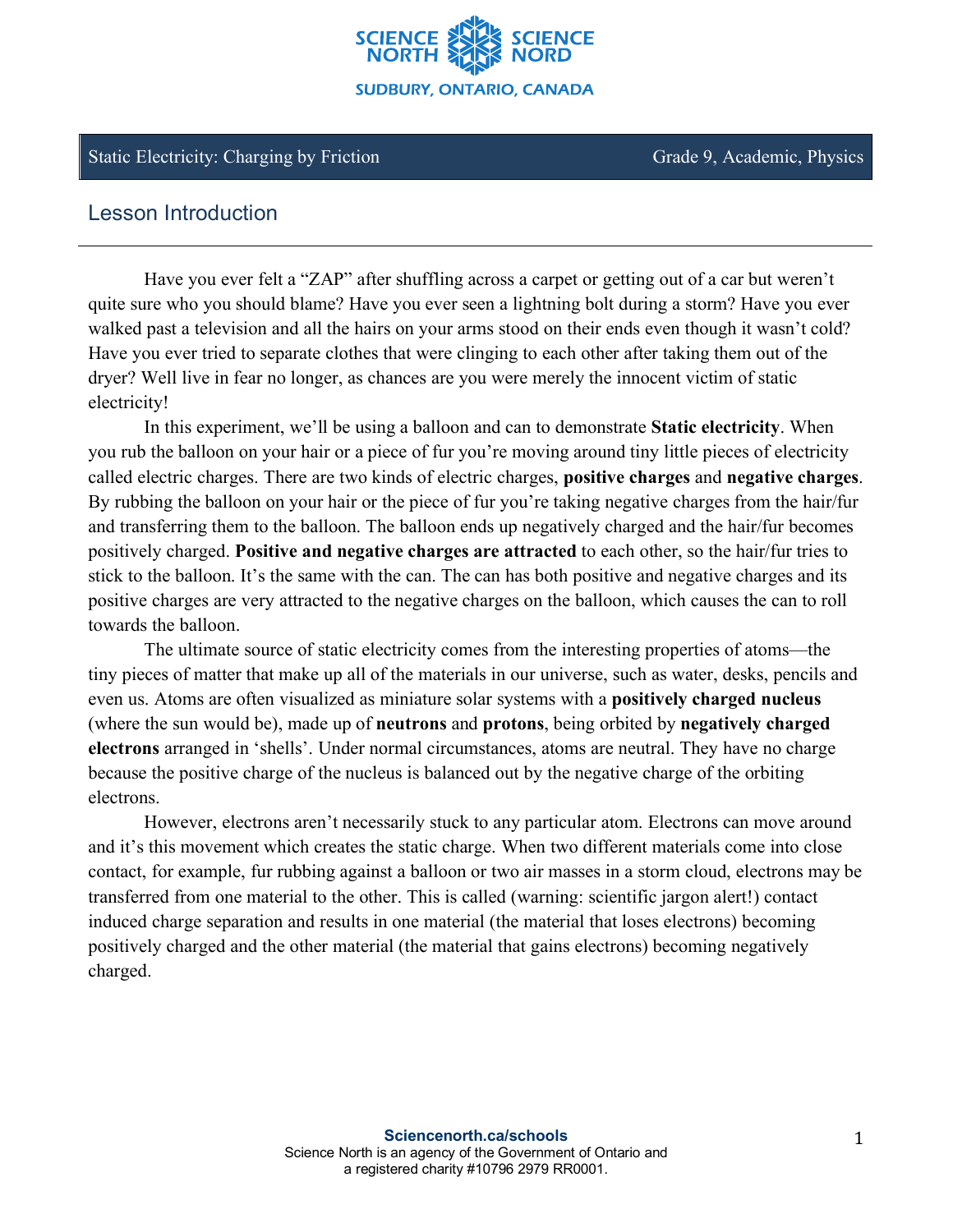Static Electricity: Charging by Friction | Grade 9, Academic, Physics

## Lesson Introduction

Have you ever felt a "ZAP" after shuffling across a carpet or getting out of a car but weren't quite sure who you should blame? Have you ever seen a lightning bolt during a storm? Have you ever walked past a television and all the hairs on your arms stood on their ends even though it wasn't cold? Have you ever tried to separate clothes that were clinging to each other after taking them out of the dryer? Well live in fear no longer, as chances are you were merely the innocent victim of static electricity!

In this experiment, we'll be using a balloon and can to demonstrate **Static electricity**. When you rub the balloon on your hair or a piece of fur you're moving around tiny little pieces of electricity called electric charges. There are two kinds of electric charges, **positive charges** and **negative charges**. By rubbing the balloon on your hair or the piece of fur you're taking negative charges from the hair/fur and transferring them to the balloon. The balloon ends up negatively charged and the hair/fur becomes positively charged. **Positive and negative charges are attracted** to each other, so the hair/fur tries to stick to the balloon. It's the same with the can. The can has both positive and negative charges and its positive charges are very attracted to the negative charges on the balloon, which causes the can to roll towards the balloon.

The ultimate source of static electricity comes from the interesting properties of atoms—the tiny pieces of matter that make up all of the materials in our universe, such as water, desks, pencils and even us. Atoms are often visualized as miniature solar systems with a **positively charged nucleus** (where the sun would be), made up of **neutrons** and **protons**, being orbited by **negatively charged electrons** arranged in 'shells'. Under normal circumstances, atoms are neutral. They have no charge because the positive charge of the nucleus is balanced out by the negative charge of the orbiting electrons.

However, electrons aren't necessarily stuck to any particular atom. Electrons can move around and it's this movement which creates the static charge. When two different materials come into close contact, for example, fur rubbing against a balloon or two air masses in a storm cloud, electrons may be transferred from one material to the other. This is called (warning: scientific jargon alert!) contact induced charge separation and results in one material (the material that loses electrons) becoming positively charged and the other material (the material that gains electrons) becoming negatively charged.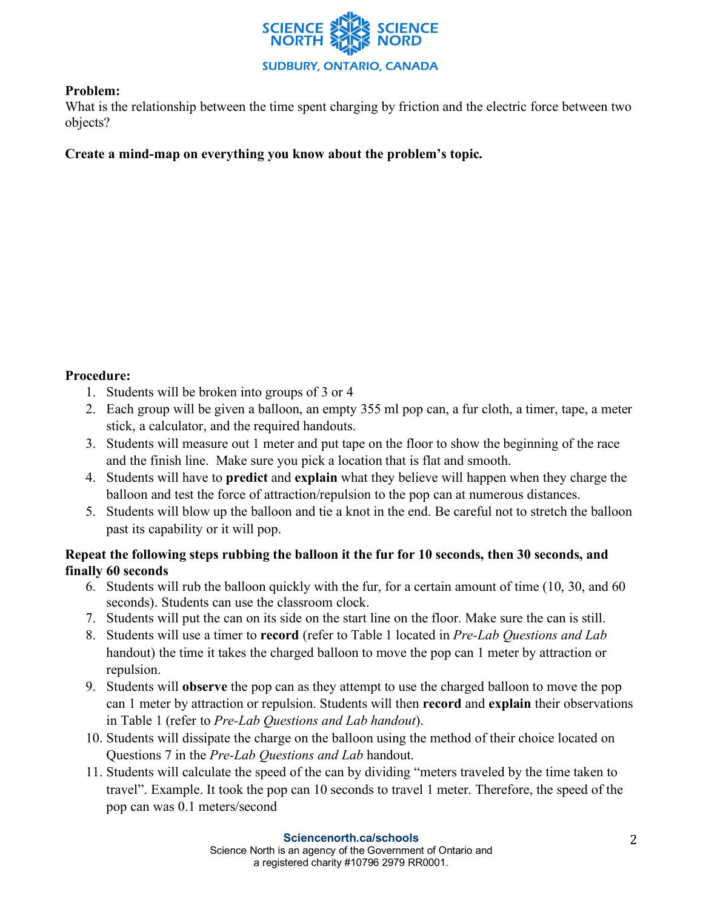**Problem:**
What is the relationship between the time spent charging by friction and the electric force between two objects?

**Create a mind-map on everything you know about the problem's topic.**

**Procedure:**

1. Students will be broken into groups of 3 or 4
2. Each group will be given a balloon, an empty 355 ml pop can, a fur cloth, a timer, tape, a meter stick, a calculator, and the required handouts.
3. Students will measure out 1 meter and put tape on the floor to show the beginning of the race and the finish line. Make sure you pick a location that is flat and smooth.
4. Students will have to **predict** and **explain** what they believe will happen when they charge the balloon and test the force of attraction/repulsion to the pop can at numerous distances.
5. Students will blow up the balloon and tie a knot in the end. Be careful not to stretch the balloon past its capability or it will pop.

**Repeat the following steps rubbing the balloon it the fur for 10 seconds, then 30 seconds, and finally 60 seconds**

6. Students will rub the balloon quickly with the fur, for a certain amount of time (10, 30, and 60 seconds). Students can use the classroom clock.
7. Students will put the can on its side on the start line on the floor. Make sure the can is still.
8. Students will use a timer to **record** (refer to Table 1 located in *Pre-Lab Questions and Lab* handout) the time it takes the charged balloon to move the pop can 1 meter by attraction or repulsion.
9. Students will **observe** the pop can as they attempt to use the charged balloon to move the pop can 1 meter by attraction or repulsion. Students will then **record** and **explain** their observations in Table 1 (refer to *Pre-Lab Questions and Lab handout*).
10. Students will dissipate the charge on the balloon using the method of their choice located on Questions 7 in the *Pre-Lab Questions and Lab* handout.
11. Students will calculate the speed of the can by dividing "meters traveled by the time taken to travel". Example. It took the pop can 10 seconds to travel 1 meter. Therefore, the speed of the pop can was 0.1 meters/second